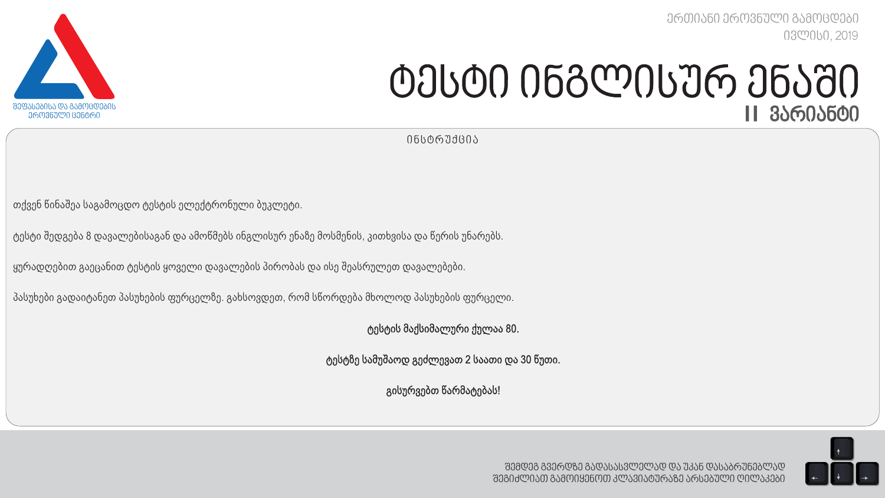შეფასებისა და გამოცდების ეროვნული ცენტრი

ერთიანი ეროვნული გამოცდები
ივლისი, 2019

# ტესტი ინგლისურ ენაში

## II ვარიანტი

ინსტრუქცია

თქვენ წინაშეა საგამოცდო ტესტის ელექტრონული ბუკლეტი.

ტესტი შედგება 8 დავალებისაგან და ამოწმებს ინგლისურ ენაზე მოსმენის, კითხვისა და წერის უნარებს.

ყურადღებით გაეცანით ტესტის ყოველი დავალების პირობას და ისე შეასრულეთ დავალებები.

პასუხები გადაიტანეთ პასუხების ფურცელზე. გახსოვდეთ, რომ სწორდება მხოლოდ პასუხების ფურცელი.

**ტესტის მაქსიმალური ქულაა 80.**

**ტესტზე სამუშაოდ გეძლევათ 2 საათი და 30 წუთი.**

**გისურვებთ წარმატებას!**

შემდეგ გვერდზე გადასასვლელად და უკან დასაბრუნებლად
შეგიძლიათ გამოიყენოთ კლავიატურაზე არსებული ღილაკები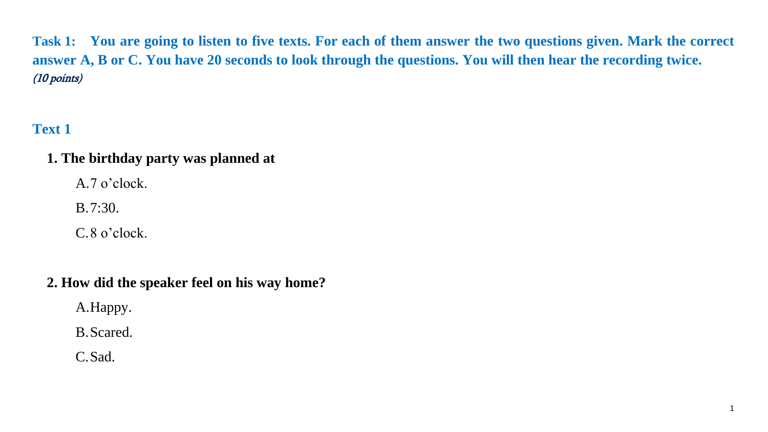**Task 1: You are going to listen to five texts. For each of them answer the two questions given. Mark the correct answer A, B or C. You have 20 seconds to look through the questions. You will then hear the recording twice.**
*(10 points)*

## Text 1

**1. The birthday party was planned at**

A. 7 o'clock.

B. 7:30.

C. 8 o'clock.

**2. How did the speaker feel on his way home?**

A. Happy.

B. Scared.

C. Sad.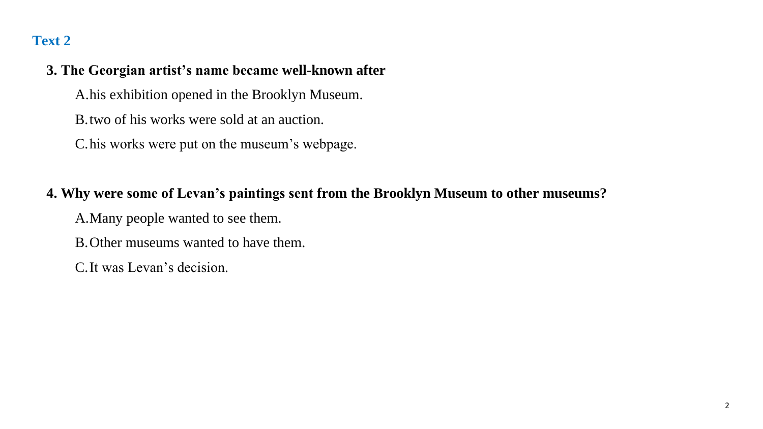## Text 2

**3. The Georgian artist's name became well-known after**

A. his exhibition opened in the Brooklyn Museum.

B. two of his works were sold at an auction.

C. his works were put on the museum's webpage.

**4. Why were some of Levan's paintings sent from the Brooklyn Museum to other museums?**

A. Many people wanted to see them.

B. Other museums wanted to have them.

C. It was Levan's decision.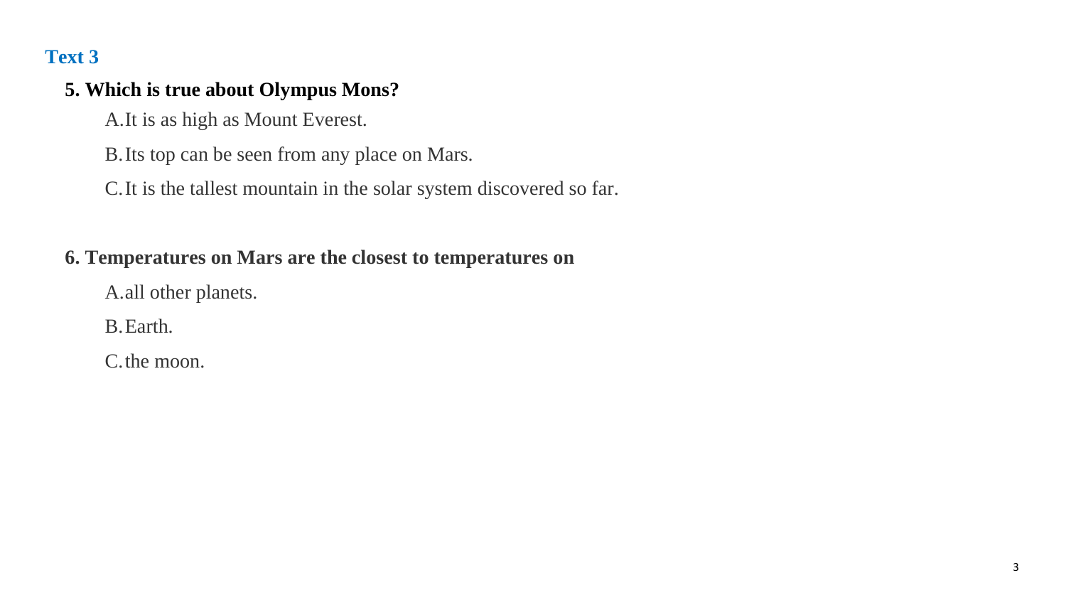## Text 3

**5. Which is true about Olympus Mons?**

A. It is as high as Mount Everest.

B. Its top can be seen from any place on Mars.

C. It is the tallest mountain in the solar system discovered so far.

**6. Temperatures on Mars are the closest to temperatures on**

A. all other planets.

B. Earth.

C. the moon.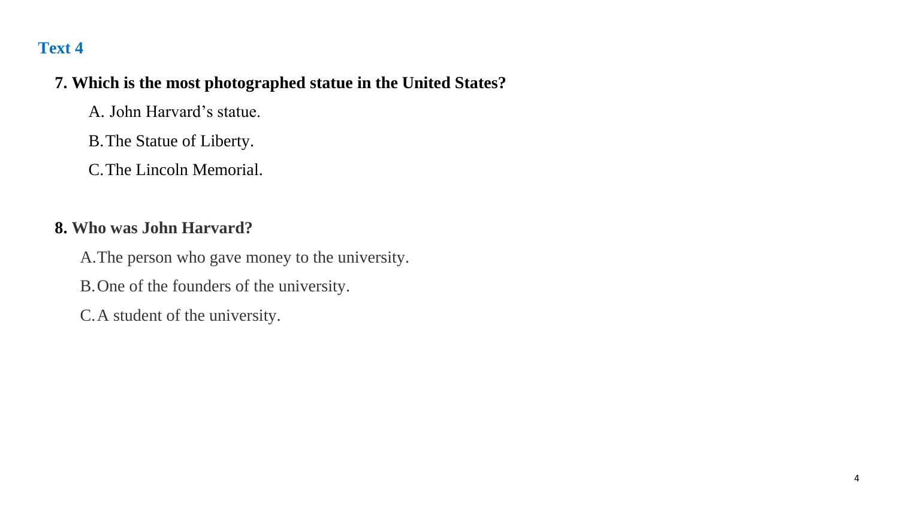## Text 4

**7. Which is the most photographed statue in the United States?**

A. John Harvard's statue.

B. The Statue of Liberty.

C. The Lincoln Memorial.

**8. Who was John Harvard?**

A. The person who gave money to the university.

B. One of the founders of the university.

C. A student of the university.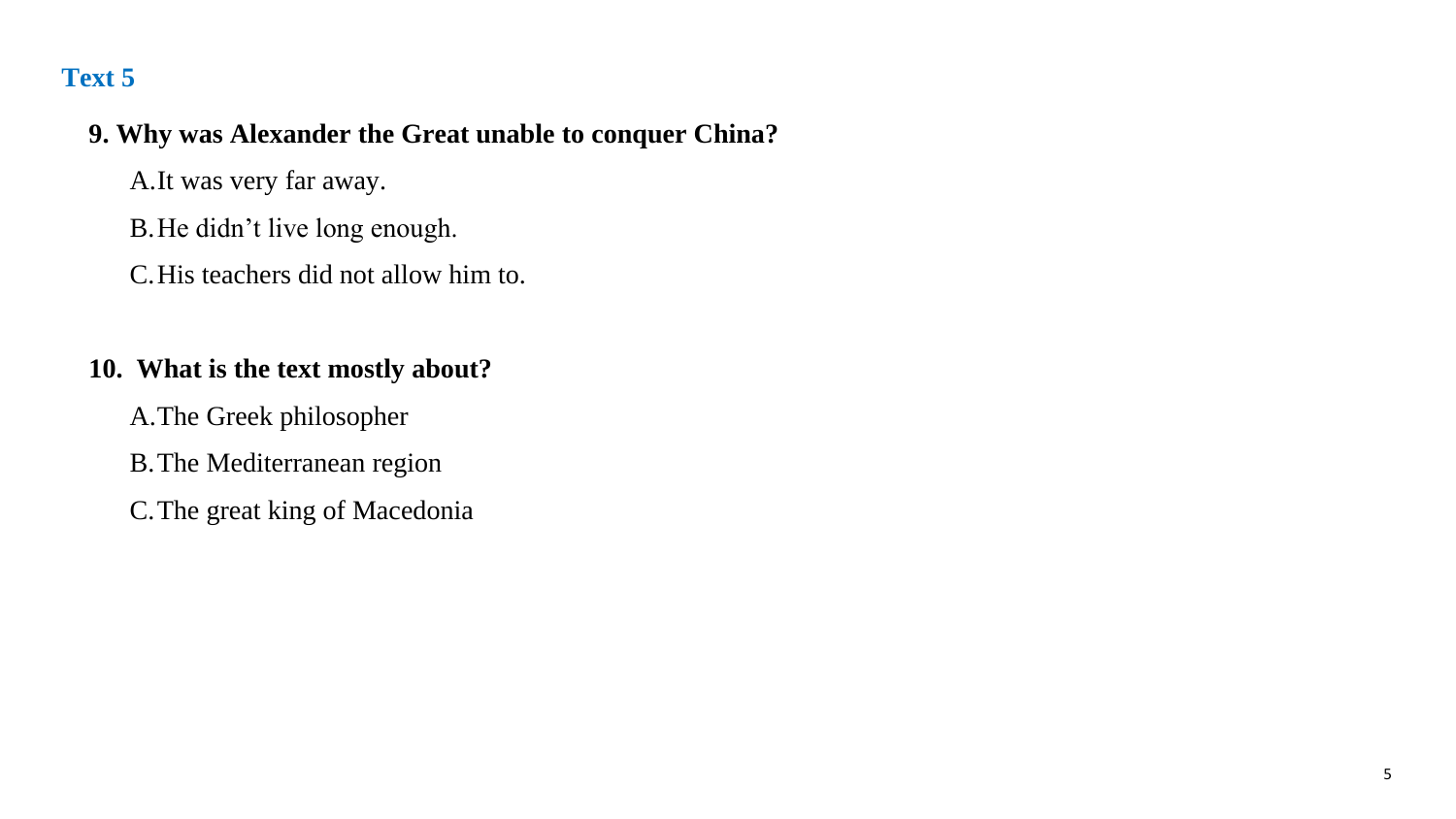## Text 5

**9. Why was Alexander the Great unable to conquer China?**

A. It was very far away.

B. He didn't live long enough.

C. His teachers did not allow him to.

**10. What is the text mostly about?**

A. The Greek philosopher

B. The Mediterranean region

C. The great king of Macedonia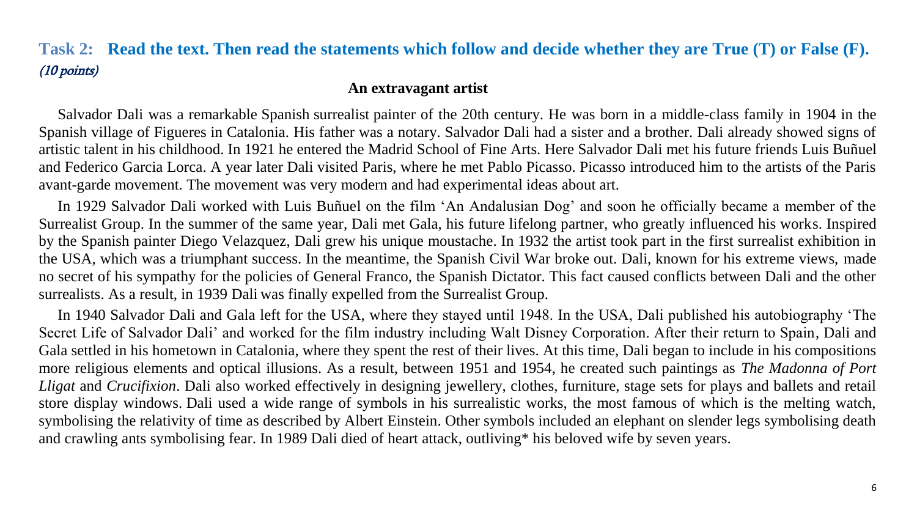## Task 2: Read the text. Then read the statements which follow and decide whether they are True (T) or False (F).

*(10 points)*

### An extravagant artist

Salvador Dali was a remarkable Spanish surrealist painter of the 20th century. He was born in a middle-class family in 1904 in the Spanish village of Figueres in Catalonia. His father was a notary. Salvador Dali had a sister and a brother. Dali already showed signs of artistic talent in his childhood. In 1921 he entered the Madrid School of Fine Arts. Here Salvador Dali met his future friends Luis Buñuel and Federico Garcia Lorca. A year later Dali visited Paris, where he met Pablo Picasso. Picasso introduced him to the artists of the Paris avant-garde movement. The movement was very modern and had experimental ideas about art.

In 1929 Salvador Dali worked with Luis Buñuel on the film 'An Andalusian Dog' and soon he officially became a member of the Surrealist Group. In the summer of the same year, Dali met Gala, his future lifelong partner, who greatly influenced his works. Inspired by the Spanish painter Diego Velazquez, Dali grew his unique moustache. In 1932 the artist took part in the first surrealist exhibition in the USA, which was a triumphant success. In the meantime, the Spanish Civil War broke out. Dali, known for his extreme views, made no secret of his sympathy for the policies of General Franco, the Spanish Dictator. This fact caused conflicts between Dali and the other surrealists. As a result, in 1939 Dali was finally expelled from the Surrealist Group.

In 1940 Salvador Dali and Gala left for the USA, where they stayed until 1948. In the USA, Dali published his autobiography 'The Secret Life of Salvador Dali' and worked for the film industry including Walt Disney Corporation. After their return to Spain, Dali and Gala settled in his hometown in Catalonia, where they spent the rest of their lives. At this time, Dali began to include in his compositions more religious elements and optical illusions. As a result, between 1951 and 1954, he created such paintings as *The Madonna of Port Lligat* and *Crucifixion*. Dali also worked effectively in designing jewellery, clothes, furniture, stage sets for plays and ballets and retail store display windows. Dali used a wide range of symbols in his surrealistic works, the most famous of which is the melting watch, symbolising the relativity of time as described by Albert Einstein. Other symbols included an elephant on slender legs symbolising death and crawling ants symbolising fear. In 1989 Dali died of heart attack, outliving* his beloved wife by seven years.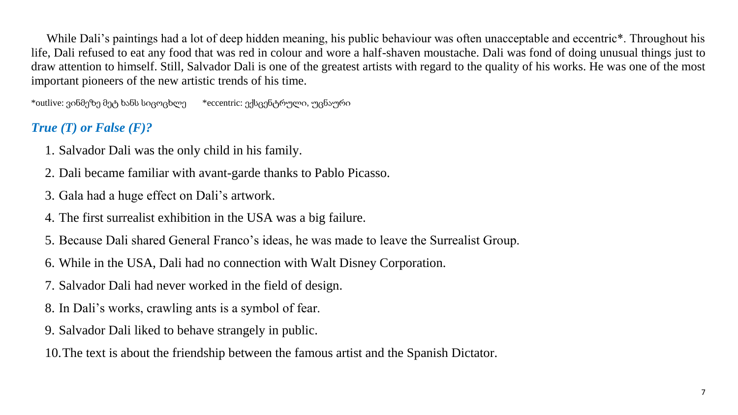While Dali's paintings had a lot of deep hidden meaning, his public behaviour was often unacceptable and eccentric*. Throughout his life, Dali refused to eat any food that was red in colour and wore a half-shaven moustache. Dali was fond of doing unusual things just to draw attention to himself. Still, Salvador Dali is one of the greatest artists with regard to the quality of his works. He was one of the most important pioneers of the new artistic trends of his time.

*outlive: ვინმეზე მეტ ხანს სიცოცხლე    *eccentric: ექსცენტრული, უცნაური

### *True (T) or False (F)?*

1. Salvador Dali was the only child in his family.
2. Dali became familiar with avant-garde thanks to Pablo Picasso.
3. Gala had a huge effect on Dali's artwork.
4. The first surrealist exhibition in the USA was a big failure.
5. Because Dali shared General Franco's ideas, he was made to leave the Surrealist Group.
6. While in the USA, Dali had no connection with Walt Disney Corporation.
7. Salvador Dali had never worked in the field of design.
8. In Dali's works, crawling ants is a symbol of fear.
9. Salvador Dali liked to behave strangely in public.
10. The text is about the friendship between the famous artist and the Spanish Dictator.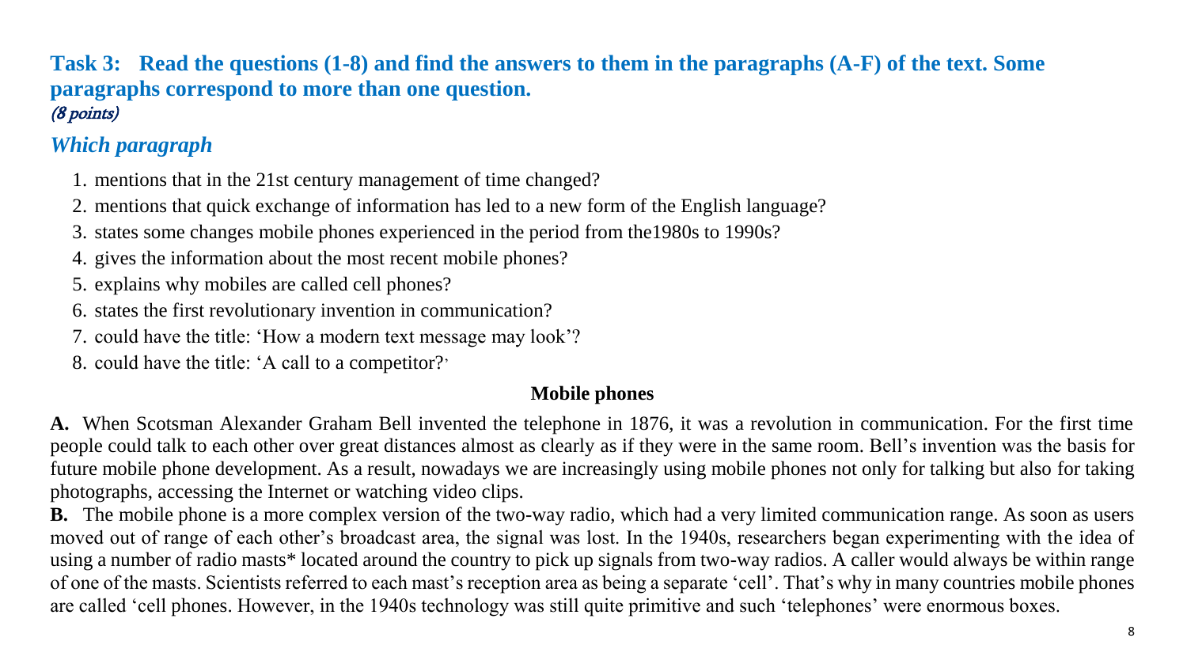**Task 3: Read the questions (1-8) and find the answers to them in the paragraphs (A-F) of the text. Some paragraphs correspond to more than one question.**
*(8 points)*

***Which paragraph***

1. mentions that in the 21st century management of time changed?
2. mentions that quick exchange of information has led to a new form of the English language?
3. states some changes mobile phones experienced in the period from the1980s to 1990s?
4. gives the information about the most recent mobile phones?
5. explains why mobiles are called cell phones?
6. states the first revolutionary invention in communication?
7. could have the title: 'How a modern text message may look'?
8. could have the title: 'A call to a competitor?'

**Mobile phones**

**A.** When Scotsman Alexander Graham Bell invented the telephone in 1876, it was a revolution in communication. For the first time people could talk to each other over great distances almost as clearly as if they were in the same room. Bell's invention was the basis for future mobile phone development. As a result, nowadays we are increasingly using mobile phones not only for talking but also for taking photographs, accessing the Internet or watching video clips.

**B.** The mobile phone is a more complex version of the two-way radio, which had a very limited communication range. As soon as users moved out of range of each other's broadcast area, the signal was lost. In the 1940s, researchers began experimenting with the idea of using a number of radio masts* located around the country to pick up signals from two-way radios. A caller would always be within range of one of the masts. Scientists referred to each mast's reception area as being a separate 'cell'. That's why in many countries mobile phones are called 'cell phones. However, in the 1940s technology was still quite primitive and such 'telephones' were enormous boxes.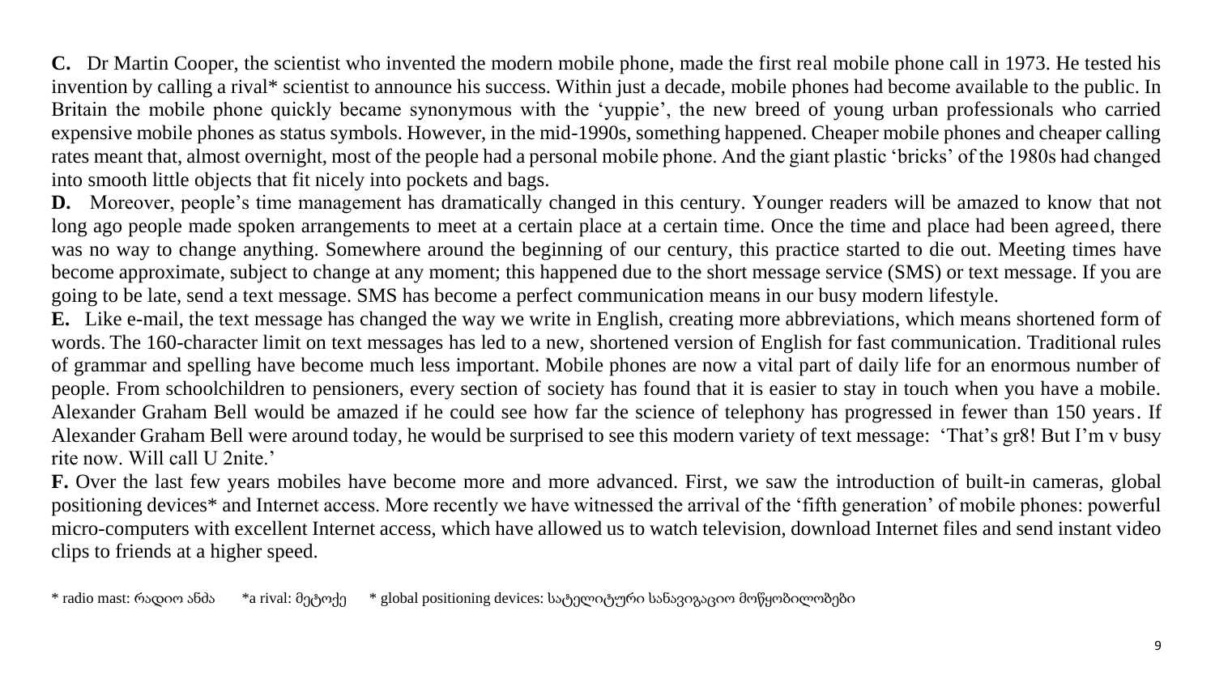**C.** Dr Martin Cooper, the scientist who invented the modern mobile phone, made the first real mobile phone call in 1973. He tested his invention by calling a rival* scientist to announce his success. Within just a decade, mobile phones had become available to the public. In Britain the mobile phone quickly became synonymous with the 'yuppie', the new breed of young urban professionals who carried expensive mobile phones as status symbols. However, in the mid-1990s, something happened. Cheaper mobile phones and cheaper calling rates meant that, almost overnight, most of the people had a personal mobile phone. And the giant plastic 'bricks' of the 1980s had changed into smooth little objects that fit nicely into pockets and bags.

**D.** Moreover, people's time management has dramatically changed in this century. Younger readers will be amazed to know that not long ago people made spoken arrangements to meet at a certain place at a certain time. Once the time and place had been agreed, there was no way to change anything. Somewhere around the beginning of our century, this practice started to die out. Meeting times have become approximate, subject to change at any moment; this happened due to the short message service (SMS) or text message. If you are going to be late, send a text message. SMS has become a perfect communication means in our busy modern lifestyle.

**E.** Like e-mail, the text message has changed the way we write in English, creating more abbreviations, which means shortened form of words. The 160-character limit on text messages has led to a new, shortened version of English for fast communication. Traditional rules of grammar and spelling have become much less important. Mobile phones are now a vital part of daily life for an enormous number of people. From schoolchildren to pensioners, every section of society has found that it is easier to stay in touch when you have a mobile. Alexander Graham Bell would be amazed if he could see how far the science of telephony has progressed in fewer than 150 years. If Alexander Graham Bell were around today, he would be surprised to see this modern variety of text message: 'That's gr8! But I'm v busy rite now. Will call U 2nite.'

**F.** Over the last few years mobiles have become more and more advanced. First, we saw the introduction of built-in cameras, global positioning devices* and Internet access. More recently we have witnessed the arrival of the 'fifth generation' of mobile phones: powerful micro-computers with excellent Internet access, which have allowed us to watch television, download Internet files and send instant video clips to friends at a higher speed.

\* radio mast: რადიო ანძა   *a rival: მეტოქე   * global positioning devices: სატელიტური სანავიგაციო მოწყობილობები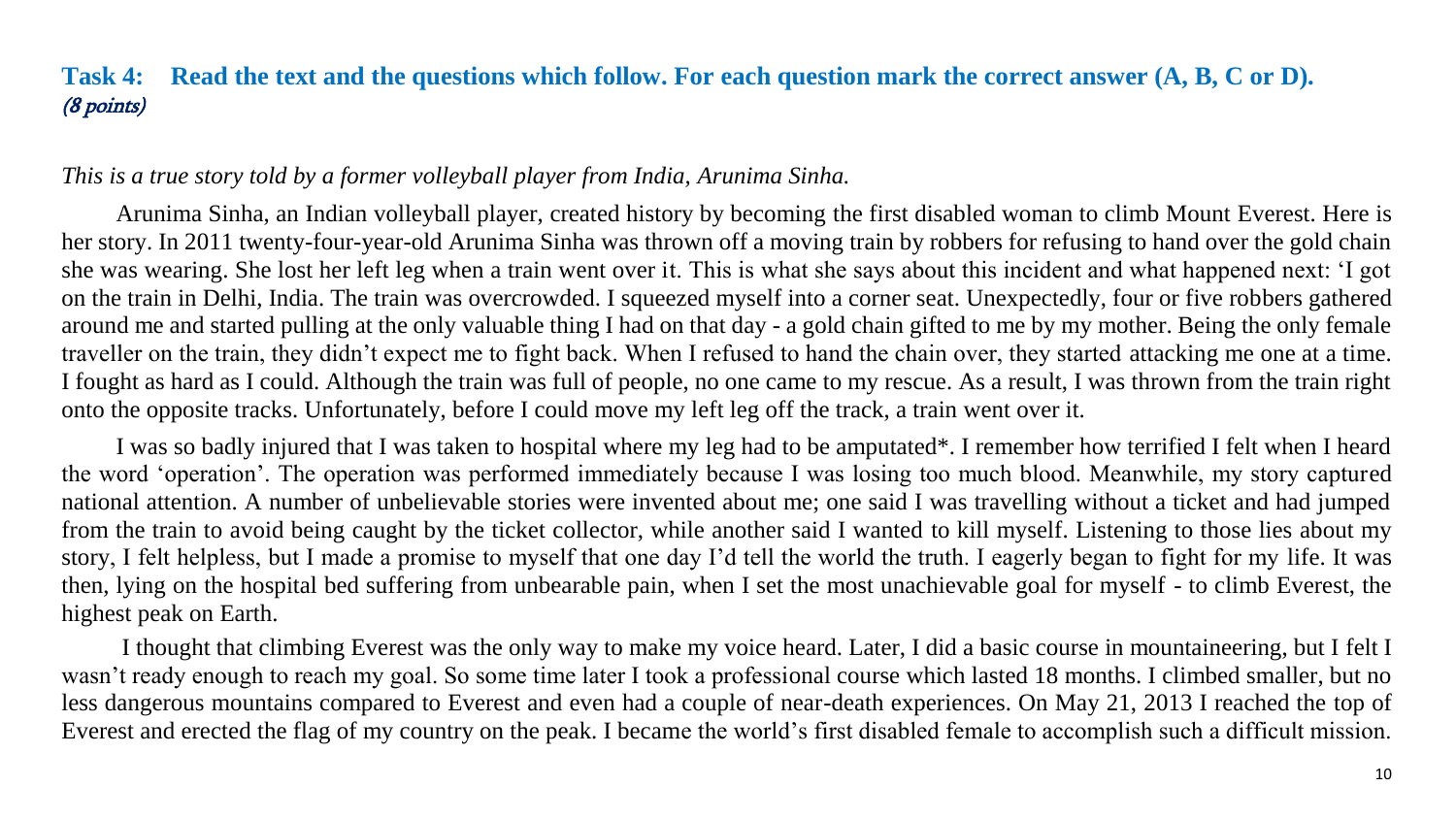**Task 4: Read the text and the questions which follow. For each question mark the correct answer (A, B, C or D).** *(8 points)*

*This is a true story told by a former volleyball player from India, Arunima Sinha.*

Arunima Sinha, an Indian volleyball player, created history by becoming the first disabled woman to climb Mount Everest. Here is her story. In 2011 twenty-four-year-old Arunima Sinha was thrown off a moving train by robbers for refusing to hand over the gold chain she was wearing. She lost her left leg when a train went over it. This is what she says about this incident and what happened next: 'I got on the train in Delhi, India. The train was overcrowded. I squeezed myself into a corner seat. Unexpectedly, four or five robbers gathered around me and started pulling at the only valuable thing I had on that day - a gold chain gifted to me by my mother. Being the only female traveller on the train, they didn't expect me to fight back. When I refused to hand the chain over, they started attacking me one at a time. I fought as hard as I could. Although the train was full of people, no one came to my rescue. As a result, I was thrown from the train right onto the opposite tracks. Unfortunately, before I could move my left leg off the track, a train went over it.

I was so badly injured that I was taken to hospital where my leg had to be amputated*. I remember how terrified I felt when I heard the word 'operation'. The operation was performed immediately because I was losing too much blood. Meanwhile, my story captured national attention. A number of unbelievable stories were invented about me; one said I was travelling without a ticket and had jumped from the train to avoid being caught by the ticket collector, while another said I wanted to kill myself. Listening to those lies about my story, I felt helpless, but I made a promise to myself that one day I'd tell the world the truth. I eagerly began to fight for my life. It was then, lying on the hospital bed suffering from unbearable pain, when I set the most unachievable goal for myself - to climb Everest, the highest peak on Earth.

I thought that climbing Everest was the only way to make my voice heard. Later, I did a basic course in mountaineering, but I felt I wasn't ready enough to reach my goal. So some time later I took a professional course which lasted 18 months. I climbed smaller, but no less dangerous mountains compared to Everest and even had a couple of near-death experiences. On May 21, 2013 I reached the top of Everest and erected the flag of my country on the peak. I became the world's first disabled female to accomplish such a difficult mission.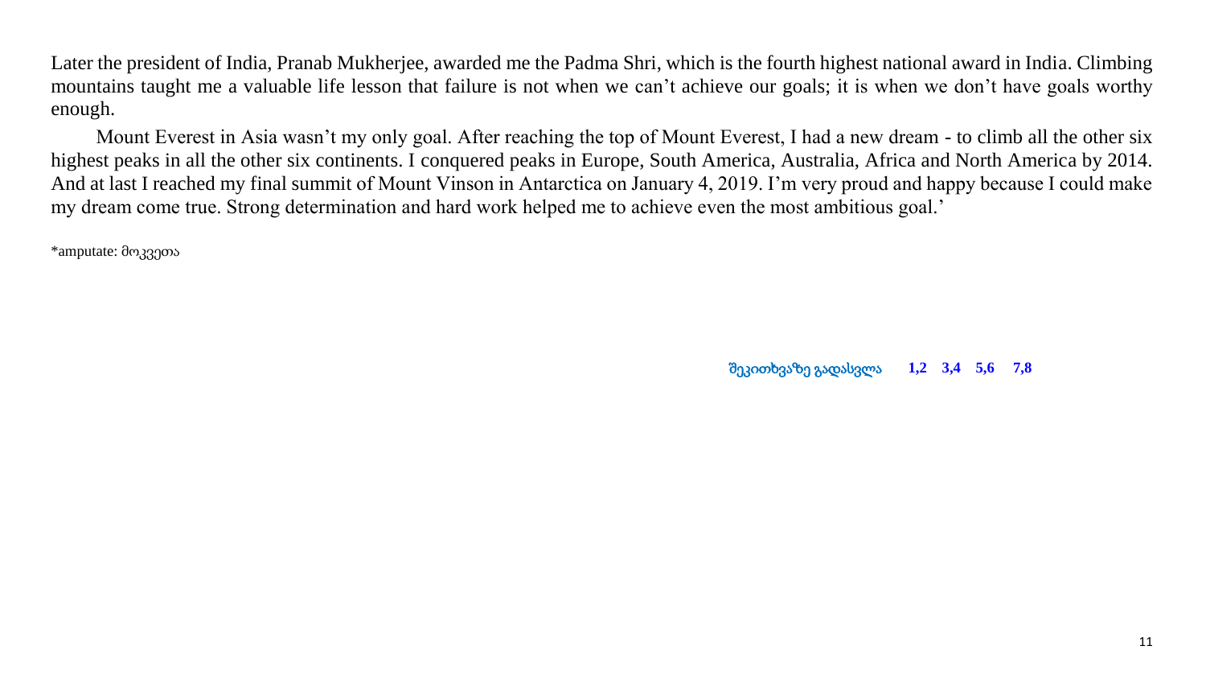Later the president of India, Pranab Mukherjee, awarded me the Padma Shri, which is the fourth highest national award in India. Climbing mountains taught me a valuable life lesson that failure is not when we can't achieve our goals; it is when we don't have goals worthy enough.

Mount Everest in Asia wasn't my only goal. After reaching the top of Mount Everest, I had a new dream - to climb all the other six highest peaks in all the other six continents. I conquered peaks in Europe, South America, Australia, Africa and North America by 2014. And at last I reached my final summit of Mount Vinson in Antarctica on January 4, 2019. I'm very proud and happy because I could make my dream come true. Strong determination and hard work helped me to achieve even the most ambitious goal.'

*amputate: მოკვეთა

**შეკითხვაზე გადასვლა 1,2 3,4 5,6 7,8**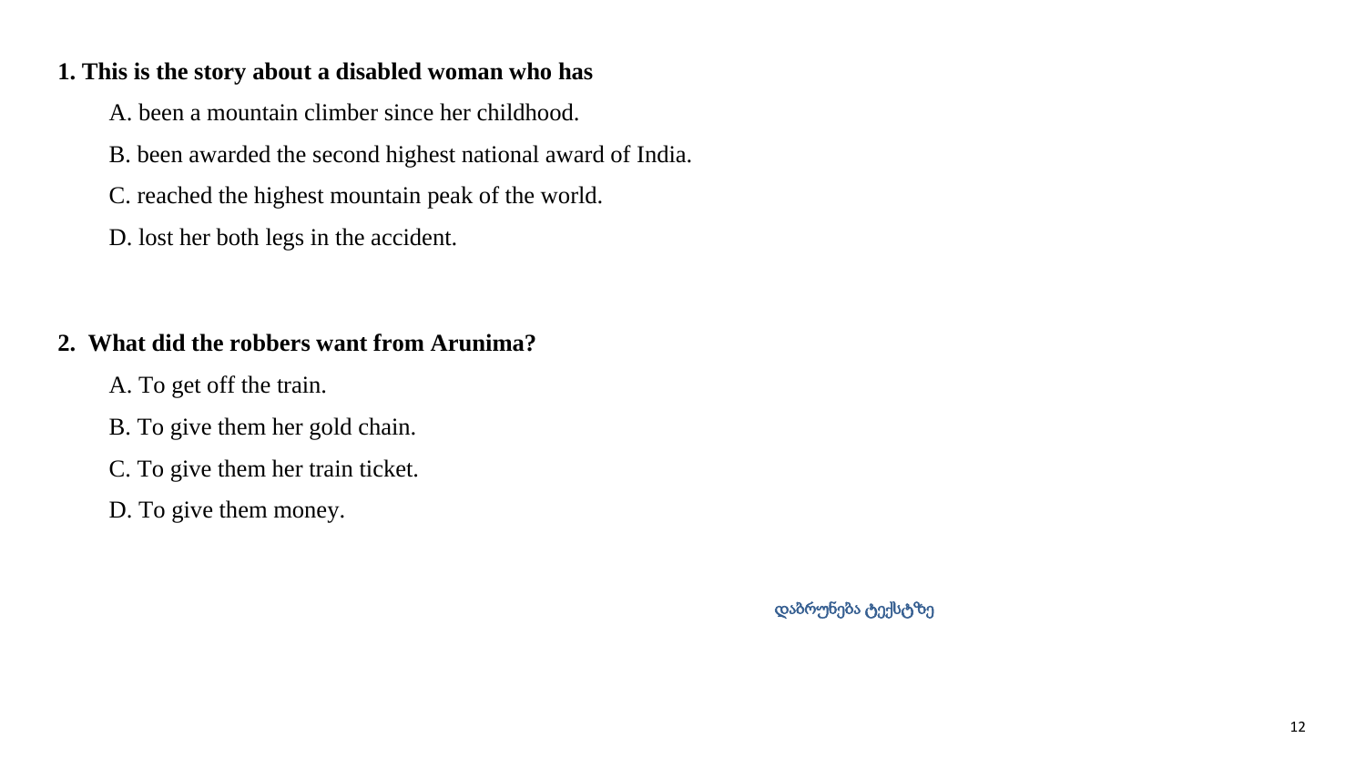**1. This is the story about a disabled woman who has**

A. been a mountain climber since her childhood.

B. been awarded the second highest national award of India.

C. reached the highest mountain peak of the world.

D. lost her both legs in the accident.

**2. What did the robbers want from Arunima?**

A. To get off the train.

B. To give them her gold chain.

C. To give them her train ticket.

D. To give them money.

დაბრუნება ტექსტზე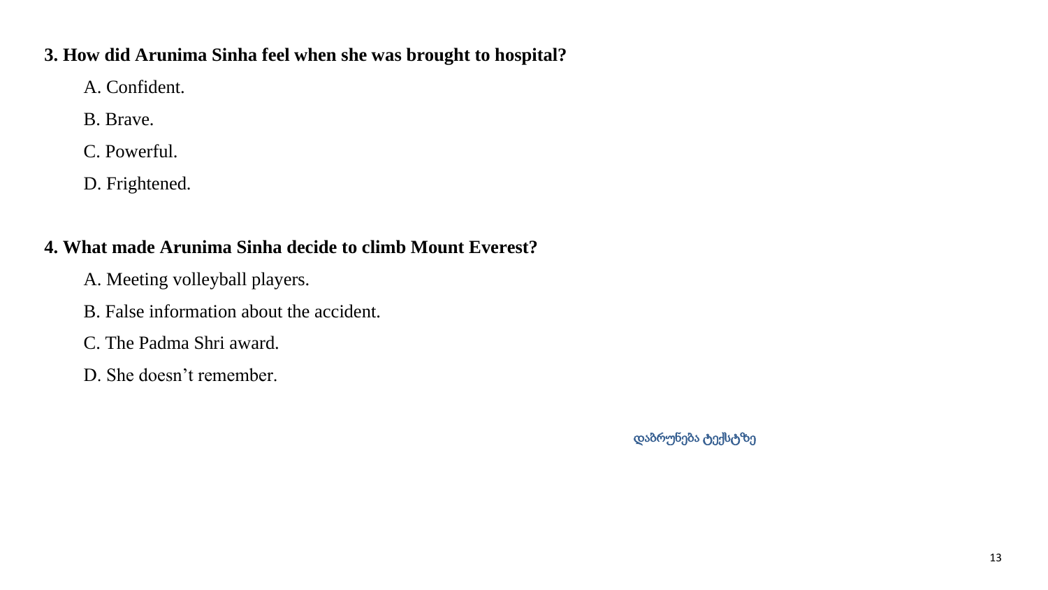**3. How did Arunima Sinha feel when she was brought to hospital?**

A. Confident.

B. Brave.

C. Powerful.

D. Frightened.

**4. What made Arunima Sinha decide to climb Mount Everest?**

A. Meeting volleyball players.

B. False information about the accident.

C. The Padma Shri award.

D. She doesn't remember.

დაბრუნება ტექსტზე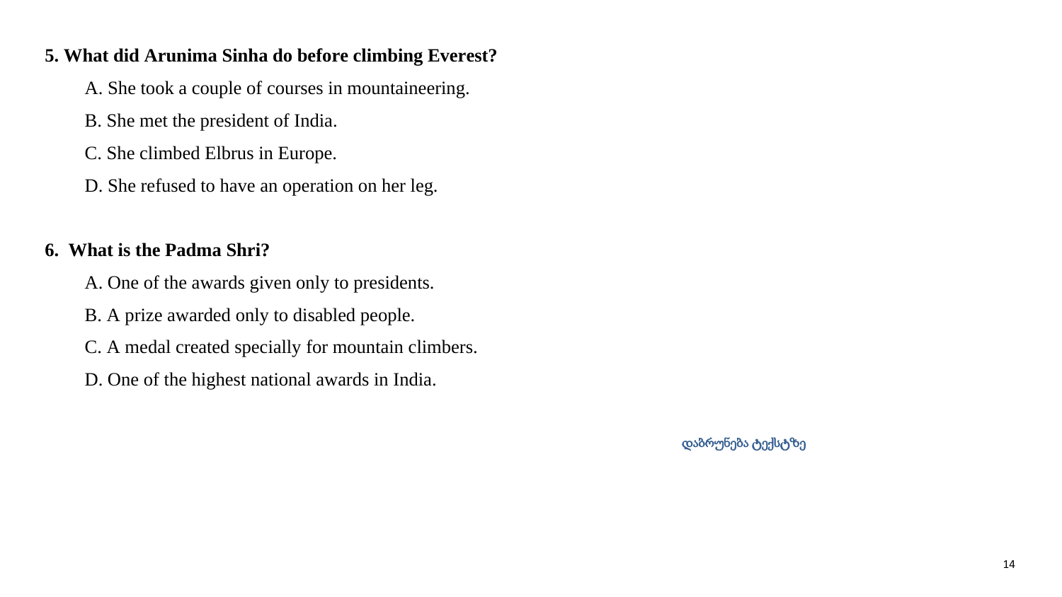**5. What did Arunima Sinha do before climbing Everest?**

A. She took a couple of courses in mountaineering.

B. She met the president of India.

C. She climbed Elbrus in Europe.

D. She refused to have an operation on her leg.

**6. What is the Padma Shri?**

A. One of the awards given only to presidents.

B. A prize awarded only to disabled people.

C. A medal created specially for mountain climbers.

D. One of the highest national awards in India.

დაბრუნება ტექსტზე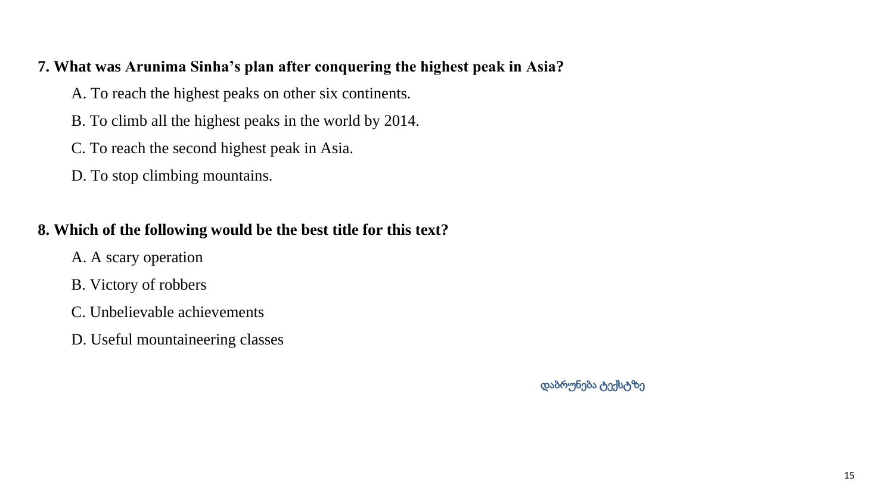**7. What was Arunima Sinha's plan after conquering the highest peak in Asia?**

A. To reach the highest peaks on other six continents.

B. To climb all the highest peaks in the world by 2014.

C. To reach the second highest peak in Asia.

D. To stop climbing mountains.

**8. Which of the following would be the best title for this text?**

A. A scary operation

B. Victory of robbers

C. Unbelievable achievements

D. Useful mountaineering classes

დაბრუნება ტექსტზე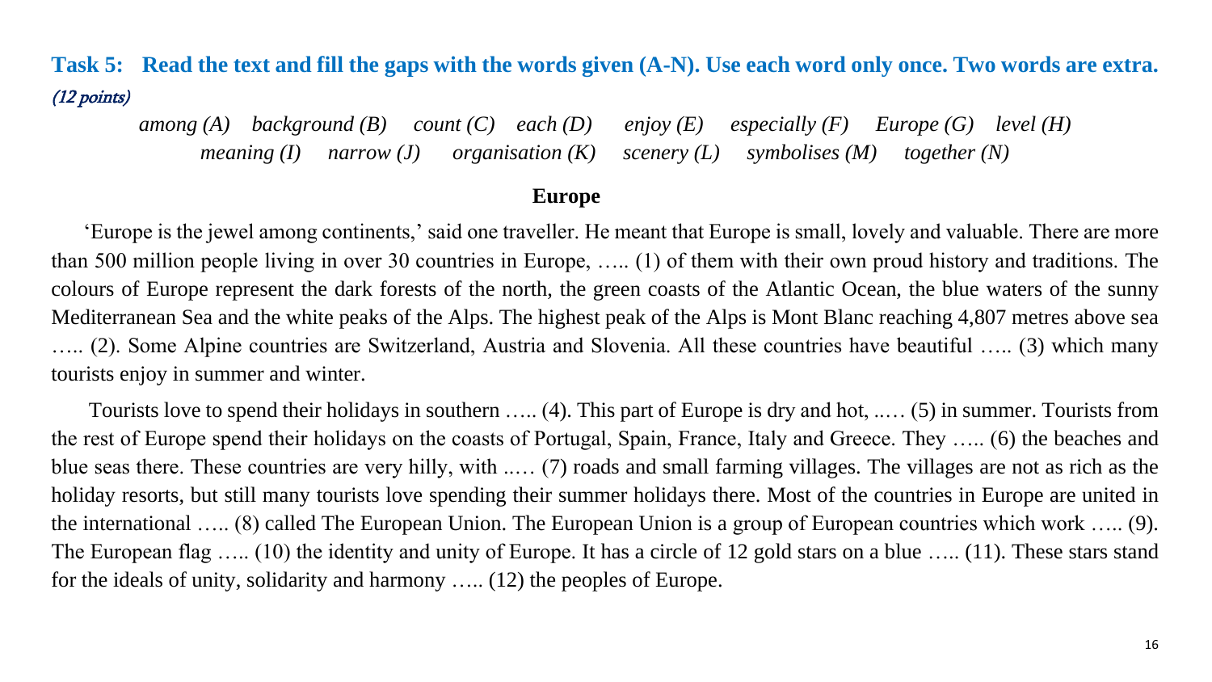**Task 5: Read the text and fill the gaps with the words given (A-N). Use each word only once. Two words are extra.** *(12 points)*

*among (A) background (B) count (C) each (D) enjoy (E) especially (F) Europe (G) level (H) meaning (I) narrow (J) organisation (K) scenery (L) symbolises (M) together (N)*

**Europe**

'Europe is the jewel among continents,' said one traveller. He meant that Europe is small, lovely and valuable. There are more than 500 million people living in over 30 countries in Europe, ….. (1) of them with their own proud history and traditions. The colours of Europe represent the dark forests of the north, the green coasts of the Atlantic Ocean, the blue waters of the sunny Mediterranean Sea and the white peaks of the Alps. The highest peak of the Alps is Mont Blanc reaching 4,807 metres above sea ….. (2). Some Alpine countries are Switzerland, Austria and Slovenia. All these countries have beautiful ….. (3) which many tourists enjoy in summer and winter.

Tourists love to spend their holidays in southern ….. (4). This part of Europe is dry and hot, ..… (5) in summer. Tourists from the rest of Europe spend their holidays on the coasts of Portugal, Spain, France, Italy and Greece. They ….. (6) the beaches and blue seas there. These countries are very hilly, with ..… (7) roads and small farming villages. The villages are not as rich as the holiday resorts, but still many tourists love spending their summer holidays there. Most of the countries in Europe are united in the international ….. (8) called The European Union. The European Union is a group of European countries which work ….. (9). The European flag ….. (10) the identity and unity of Europe. It has a circle of 12 gold stars on a blue ….. (11). These stars stand for the ideals of unity, solidarity and harmony ….. (12) the peoples of Europe.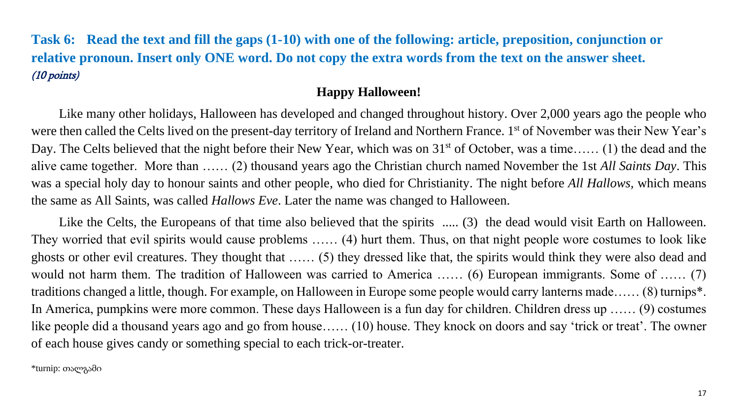**Task 6: Read the text and fill the gaps (1-10) with one of the following: article, preposition, conjunction or relative pronoun. Insert only ONE word. Do not copy the extra words from the text on the answer sheet.** *(10 points)*

**Happy Halloween!**

Like many other holidays, Halloween has developed and changed throughout history. Over 2,000 years ago the people who were then called the Celts lived on the present-day territory of Ireland and Northern France. 1st of November was their New Year's Day. The Celts believed that the night before their New Year, which was on 31st of October, was a time…… (1) the dead and the alive came together. More than …… (2) thousand years ago the Christian church named November the 1st *All Saints Day*. This was a special holy day to honour saints and other people, who died for Christianity. The night before *All Hallows,* which means the same as All Saints, was called *Hallows Eve*. Later the name was changed to Halloween.

Like the Celts, the Europeans of that time also believed that the spirits ..... (3) the dead would visit Earth on Halloween. They worried that evil spirits would cause problems …… (4) hurt them. Thus, on that night people wore costumes to look like ghosts or other evil creatures. They thought that …… (5) they dressed like that, the spirits would think they were also dead and would not harm them. The tradition of Halloween was carried to America …… (6) European immigrants. Some of …… (7) traditions changed a little, though. For example, on Halloween in Europe some people would carry lanterns made…… (8) turnips*. In America, pumpkins were more common. These days Halloween is a fun day for children. Children dress up …… (9) costumes like people did a thousand years ago and go from house…… (10) house. They knock on doors and say 'trick or treat'. The owner of each house gives candy or something special to each trick-or-treater.

*turnip: თალგამი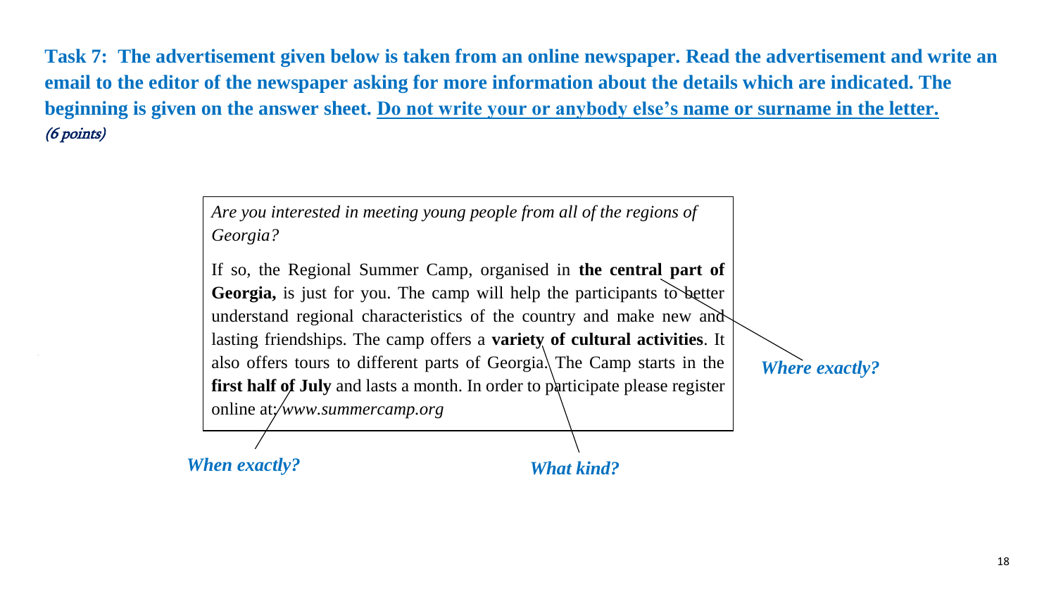**Task 7: The advertisement given below is taken from an online newspaper. Read the advertisement and write an email to the editor of the newspaper asking for more information about the details which are indicated. The beginning is given on the answer sheet. <u>Do not write your or anybody else's name or surname in the letter.</u>**
*(6 points)*

> *Are you interested in meeting young people from all of the regions of Georgia?*
>
> If so, the Regional Summer Camp, organised in **the central part of Georgia,** is just for you. The camp will help the participants to better understand regional characteristics of the country and make new and lasting friendships. The camp offers a **variety of cultural activities**. It also offers tours to different parts of Georgia. The Camp starts in the **first half of July** and lasts a month. In order to participate please register online at: *www.summercamp.org*

***Where exactly?*** (the central part of Georgia)

***What kind?*** (variety of cultural activities)

***When exactly?*** (first half of July)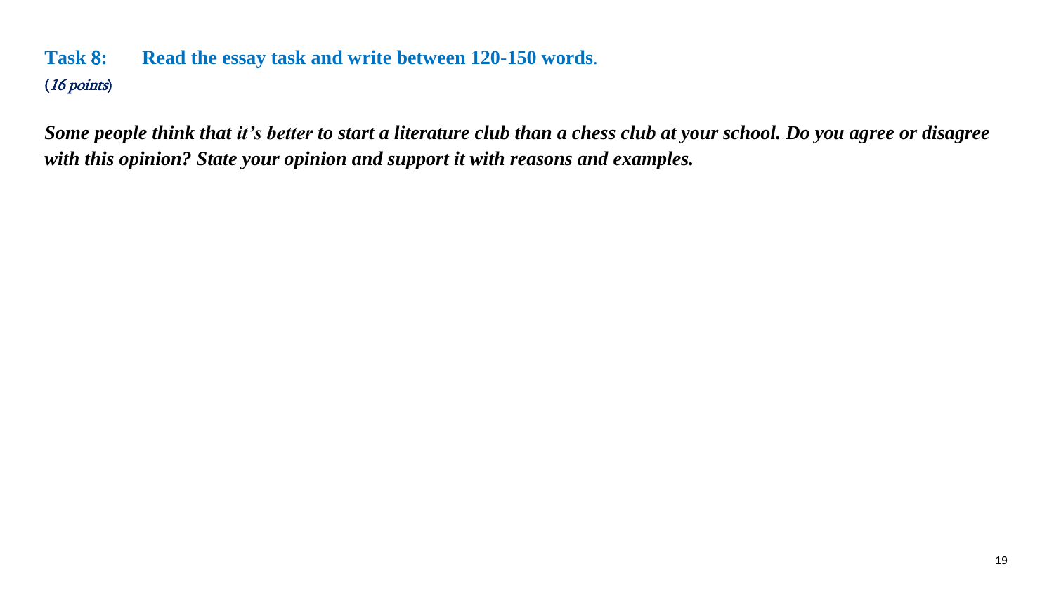**Task 8: Read the essay task and write between 120-150 words.**
(*16 points*)

***Some people think that it's better to start a literature club than a chess club at your school. Do you agree or disagree with this opinion? State your opinion and support it with reasons and examples.***